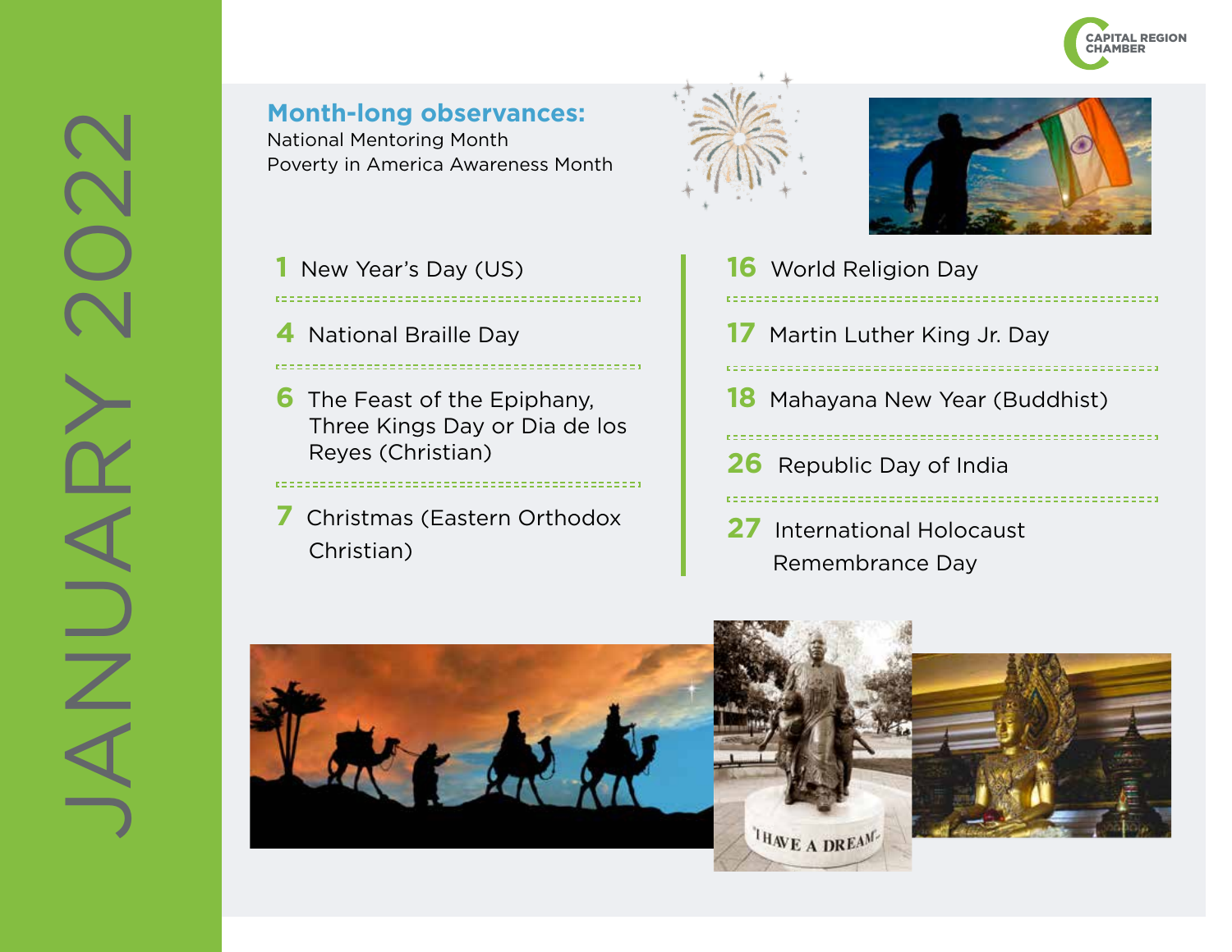# JANUARY 2022

## Month-long observances:

National Mentoring Month
Poverty in America Awareness Month

- **1** New Year's Day (US)
- **4** National Braille Day
- **6** The Feast of the Epiphany, Three Kings Day or Dia de los Reyes (Christian)
- **7** Christmas (Eastern Orthodox Christian)
- **16** World Religion Day
- **17** Martin Luther King Jr. Day
- **18** Mahayana New Year (Buddhist)
- **26** Republic Day of India
- **27** International Holocaust Remembrance Day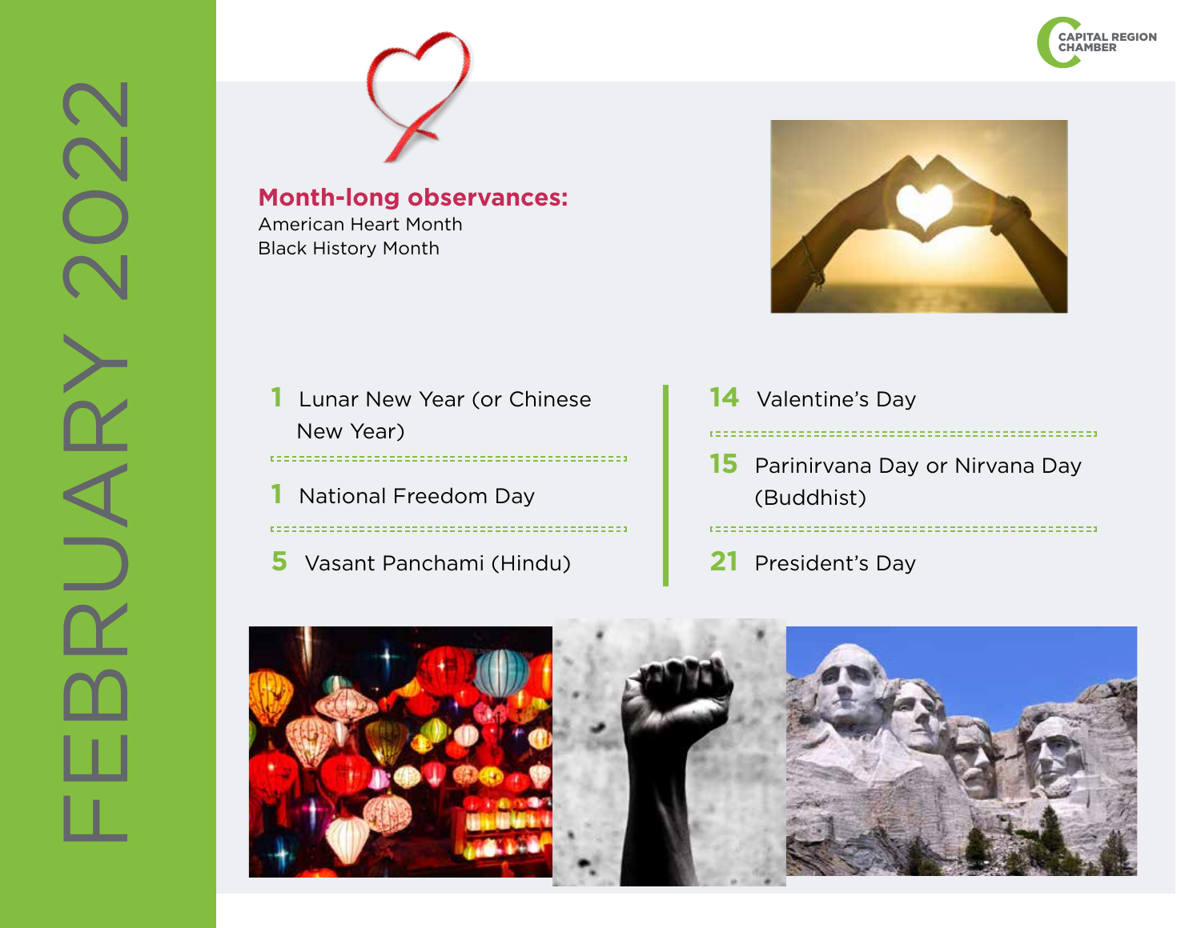# FEBRUARY 2022

**Month-long observances:**
American Heart Month
Black History Month

- **1** Lunar New Year (or Chinese New Year)
- **1** National Freedom Day
- **5** Vasant Panchami (Hindu)
- **14** Valentine's Day
- **15** Parinirvana Day or Nirvana Day (Buddhist)
- **21** President's Day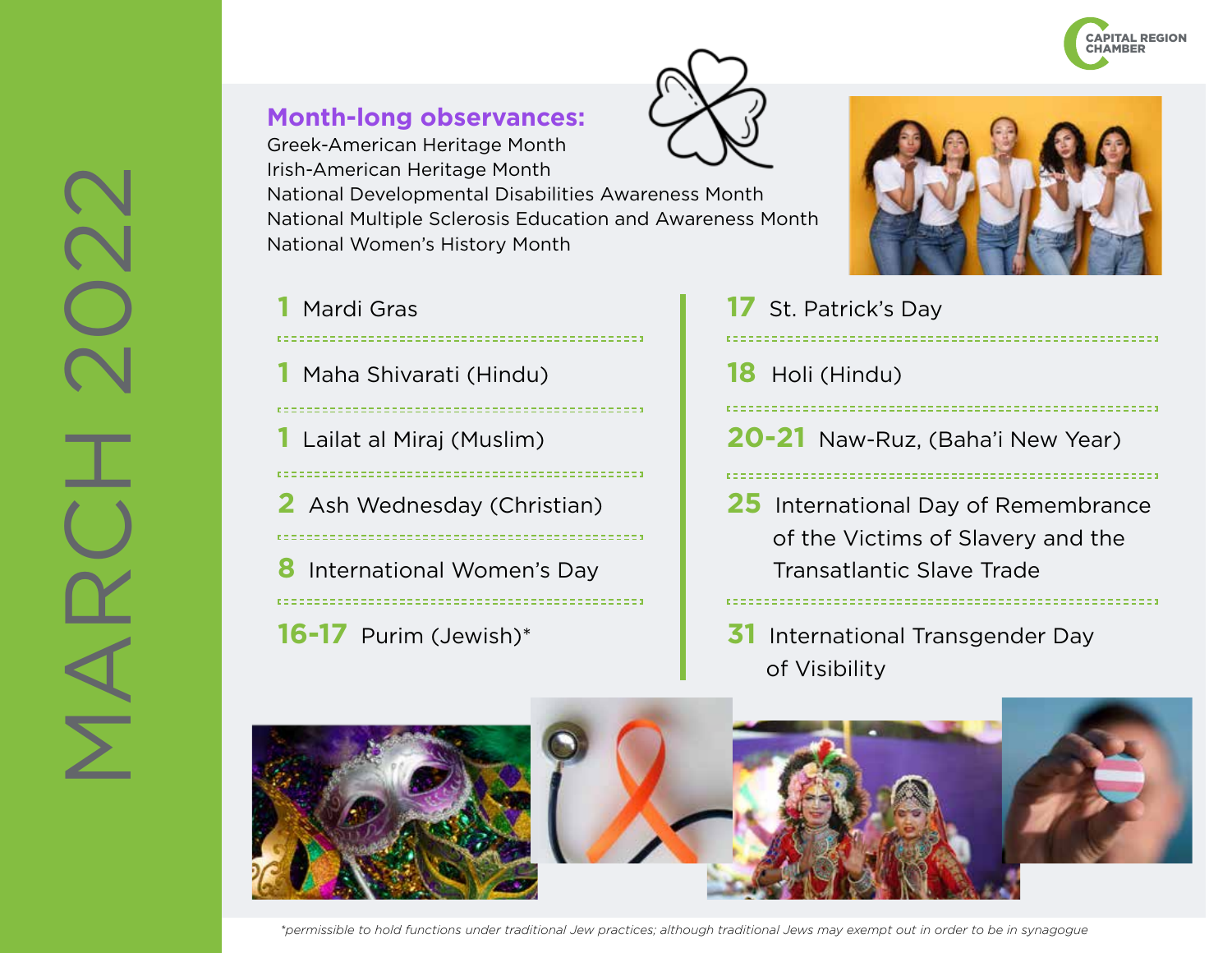# MARCH 2022

## Month-long observances:

Greek-American Heritage Month
Irish-American Heritage Month
National Developmental Disabilities Awareness Month
National Multiple Sclerosis Education and Awareness Month
National Women's History Month

**1** Mardi Gras

**1** Maha Shivarati (Hindu)

**1** Lailat al Miraj (Muslim)

**2** Ash Wednesday (Christian)

**8** International Women's Day

**16-17** Purim (Jewish)*

**17** St. Patrick's Day

**18** Holi (Hindu)

**20-21** Naw-Ruz, (Baha'i New Year)

**25** International Day of Remembrance of the Victims of Slavery and the Transatlantic Slave Trade

**31** International Transgender Day of Visibility

*permissible to hold functions under traditional Jew practices; although traditional Jews may exempt out in order to be in synagogue*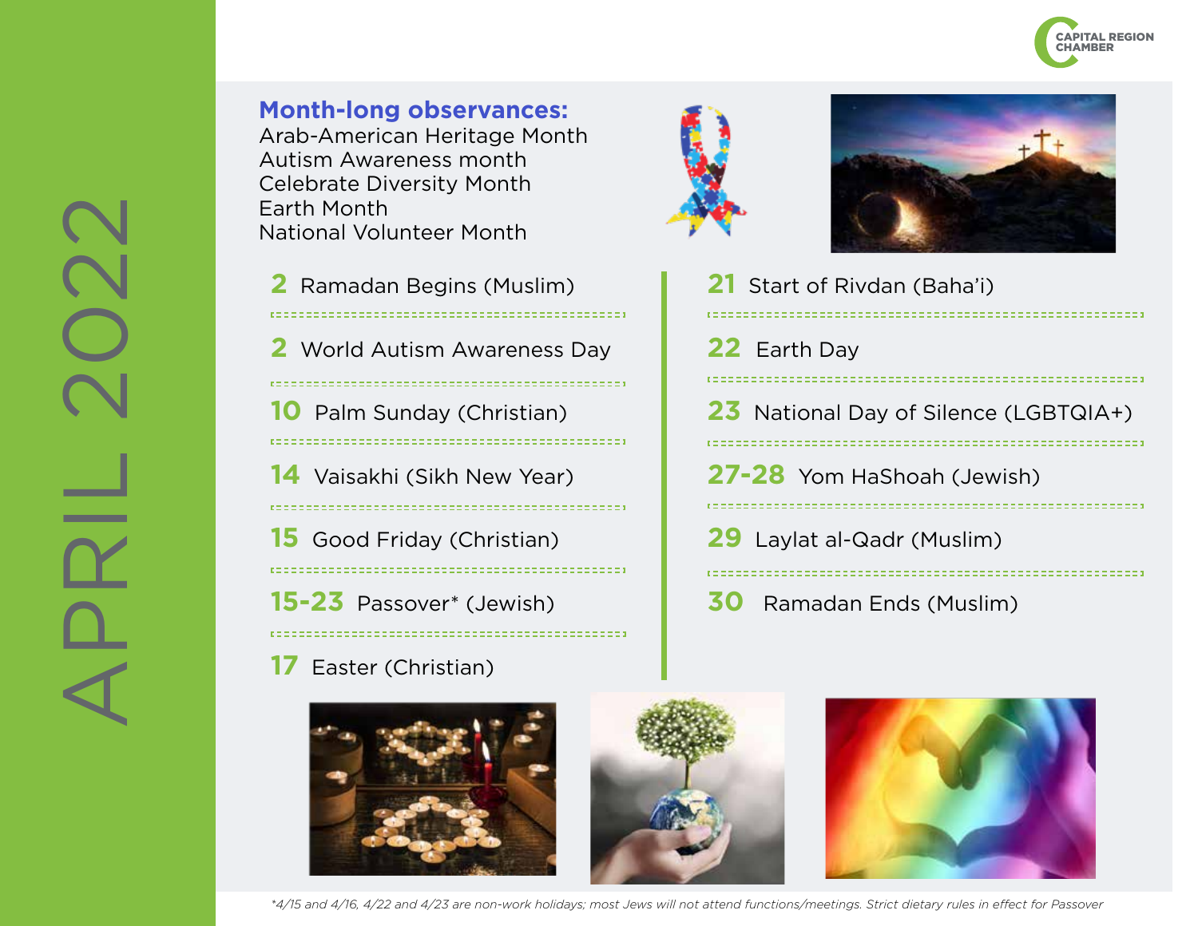# APRIL 2022

**Month-long observances:**

Arab-American Heritage Month
Autism Awareness month
Celebrate Diversity Month
Earth Month
National Volunteer Month

- **2** Ramadan Begins (Muslim)
- **2** World Autism Awareness Day
- **10** Palm Sunday (Christian)
- **14** Vaisakhi (Sikh New Year)
- **15** Good Friday (Christian)
- **15-23** Passover* (Jewish)
- **17** Easter (Christian)
- **21** Start of Rivdan (Baha'i)
- **22** Earth Day
- **23** National Day of Silence (LGBTQIA+)
- **27-28** Yom HaShoah (Jewish)
- **29** Laylat al-Qadr (Muslim)
- **30** Ramadan Ends (Muslim)

*\*4/15 and 4/16, 4/22 and 4/23 are non-work holidays; most Jews will not attend functions/meetings. Strict dietary rules in effect for Passover*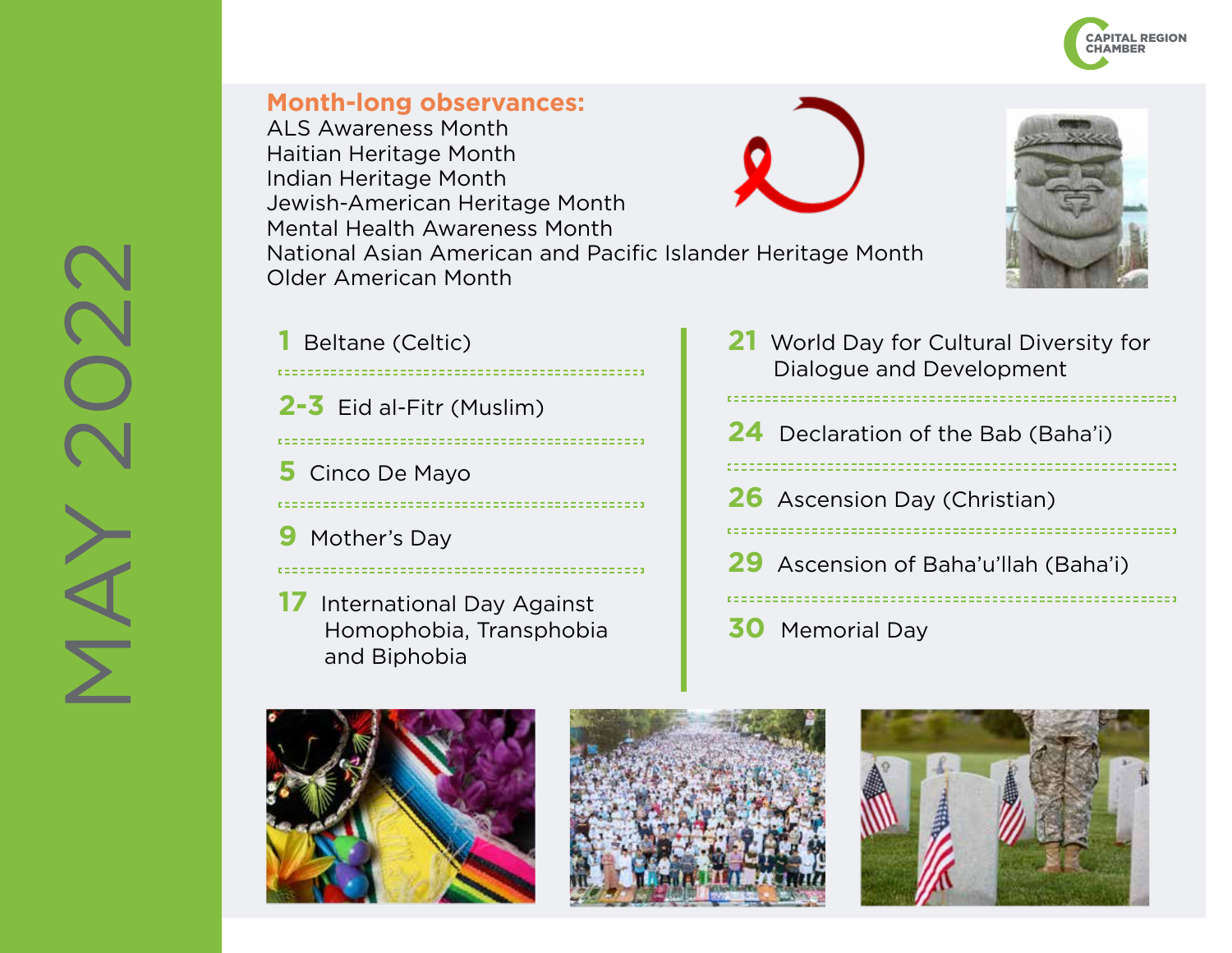# MAY 2022

**Month-long observances:**

ALS Awareness Month
Haitian Heritage Month
Indian Heritage Month
Jewish-American Heritage Month
Mental Health Awareness Month
National Asian American and Pacific Islander Heritage Month
Older American Month

**1** Beltane (Celtic)

**2-3** Eid al-Fitr (Muslim)

**5** Cinco De Mayo

**9** Mother's Day

**17** International Day Against Homophobia, Transphobia and Biphobia

**21** World Day for Cultural Diversity for Dialogue and Development

**24** Declaration of the Bab (Baha'i)

**26** Ascension Day (Christian)

**29** Ascension of Baha'u'llah (Baha'i)

**30** Memorial Day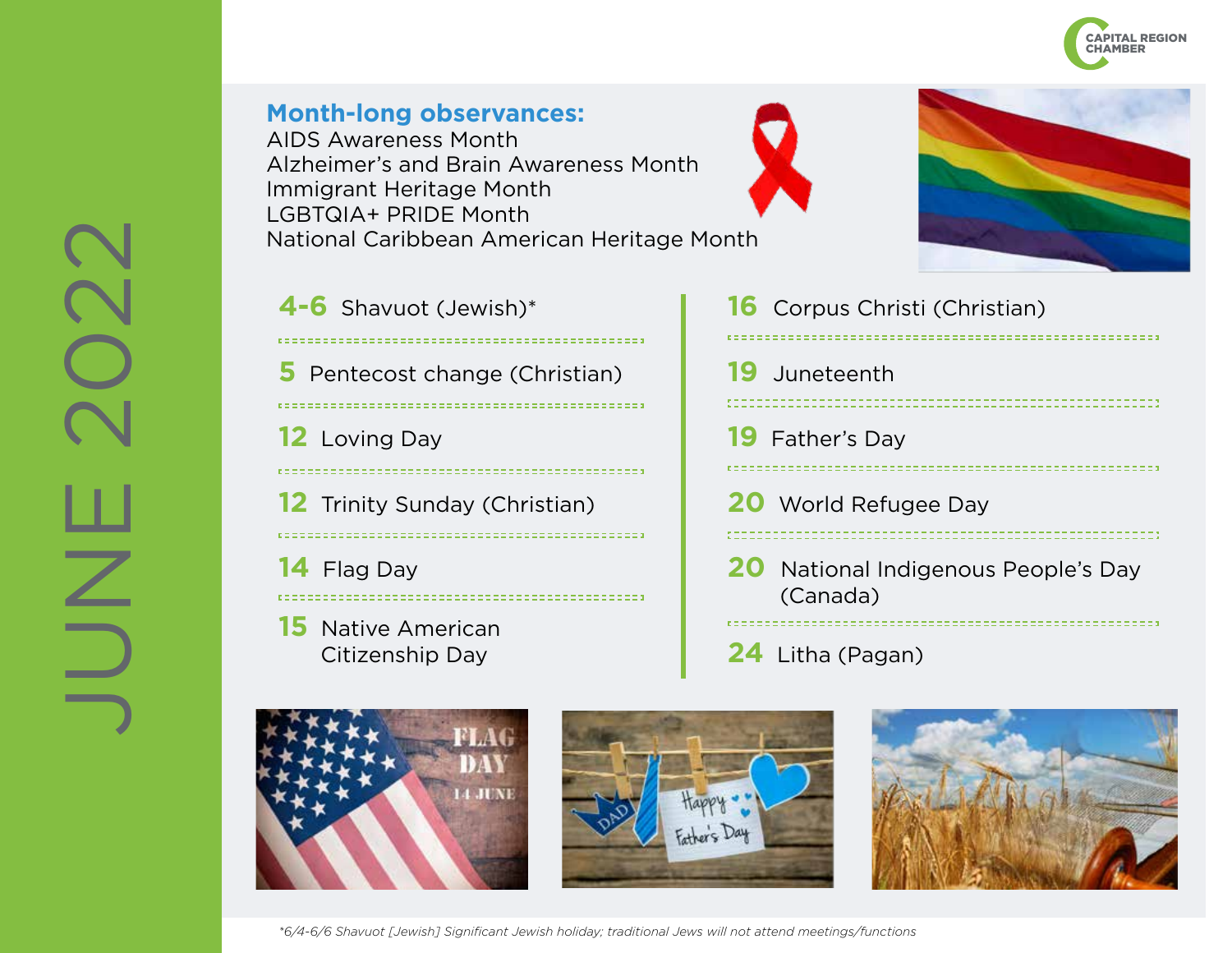# JUNE 2022

## Month-long observances:

AIDS Awareness Month
Alzheimer's and Brain Awareness Month
Immigrant Heritage Month
LGBTQIA+ PRIDE Month
National Caribbean American Heritage Month

- **4-6** Shavuot (Jewish)*
- **5** Pentecost change (Christian)
- **12** Loving Day
- **12** Trinity Sunday (Christian)
- **14** Flag Day
- **15** Native American Citizenship Day
- **16** Corpus Christi (Christian)
- **19** Juneteenth
- **19** Father's Day
- **20** World Refugee Day
- **20** National Indigenous People's Day (Canada)
- **24** Litha (Pagan)

*\*6/4-6/6 Shavuot [Jewish] Significant Jewish holiday; traditional Jews will not attend meetings/functions*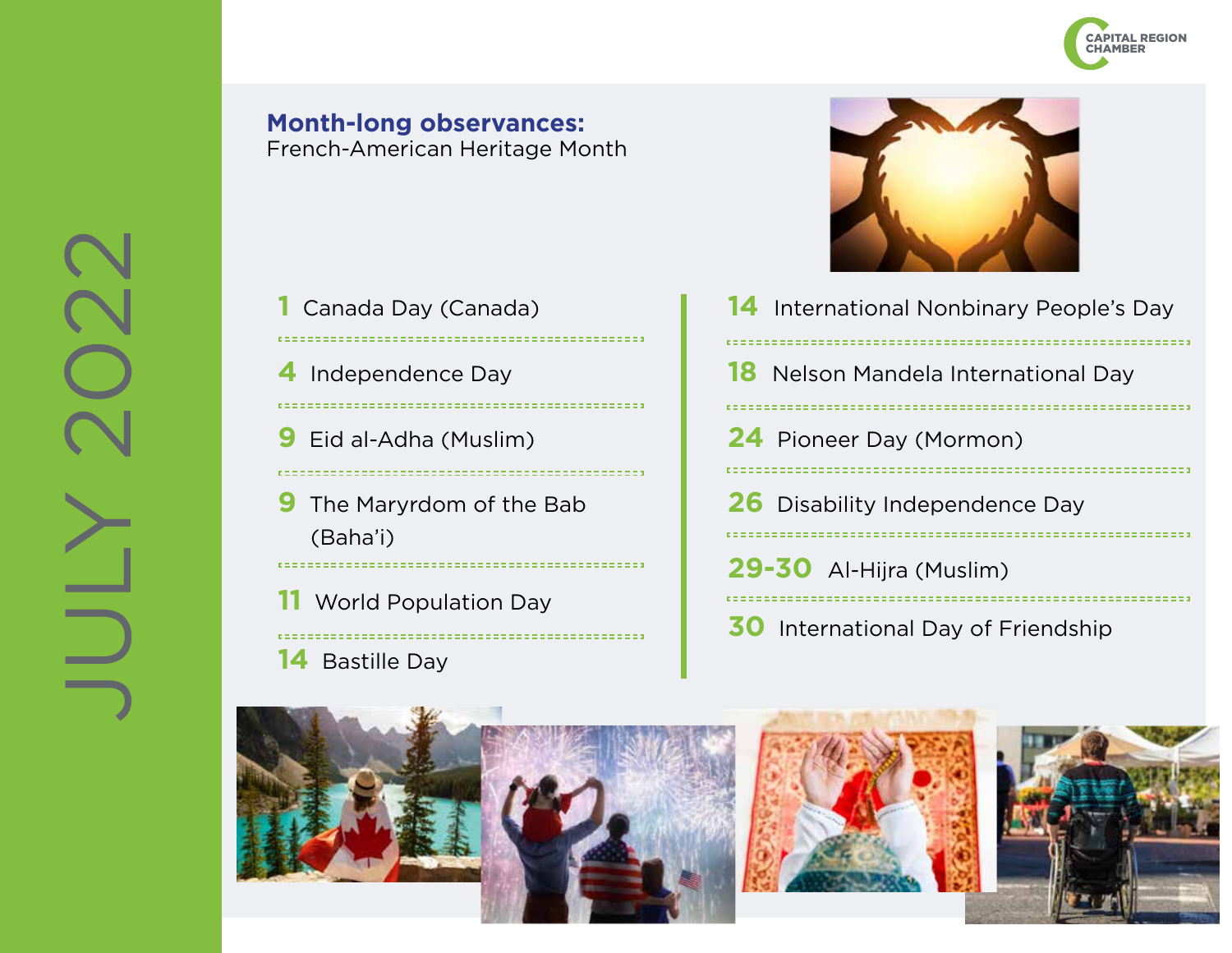# JULY 2022

**Month-long observances:**
French-American Heritage Month

- **1** Canada Day (Canada)
- **4** Independence Day
- **9** Eid al-Adha (Muslim)
- **9** The Maryrdom of the Bab (Baha'i)
- **11** World Population Day
- **14** Bastille Day
- **14** International Nonbinary People's Day
- **18** Nelson Mandela International Day
- **24** Pioneer Day (Mormon)
- **26** Disability Independence Day
- **29-30** Al-Hijra (Muslim)
- **30** International Day of Friendship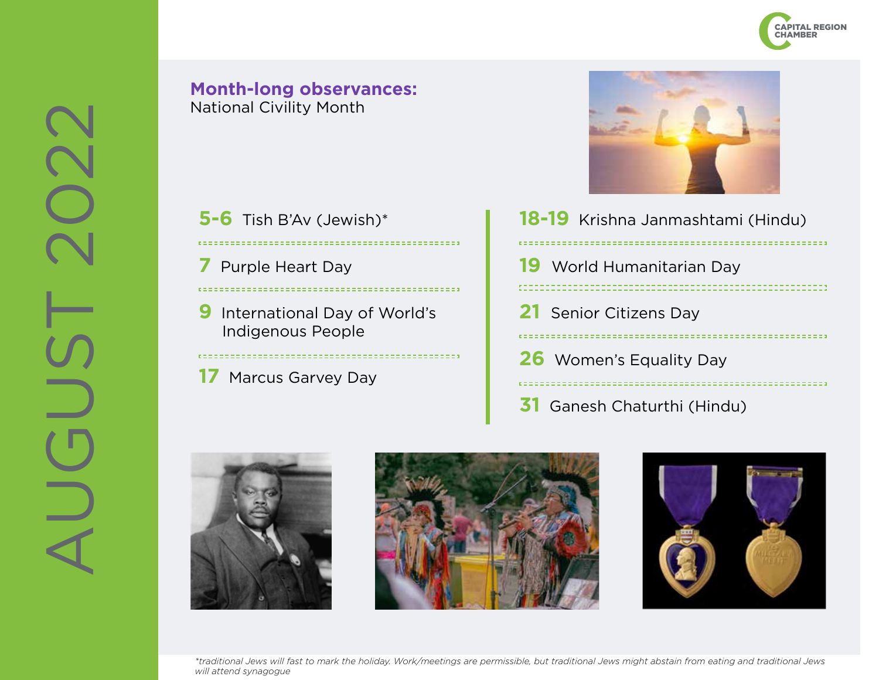# AUGUST 2022

**Month-long observances:**
National Civility Month

- **5-6** Tish B'Av (Jewish)*
- **7** Purple Heart Day
- **9** International Day of World's Indigenous People
- **17** Marcus Garvey Day
- **18-19** Krishna Janmashtami (Hindu)
- **19** World Humanitarian Day
- **21** Senior Citizens Day
- **26** Women's Equality Day
- **31** Ganesh Chaturthi (Hindu)

*\*traditional Jews will fast to mark the holiday. Work/meetings are permissible, but traditional Jews might abstain from eating and traditional Jews will attend synagogue*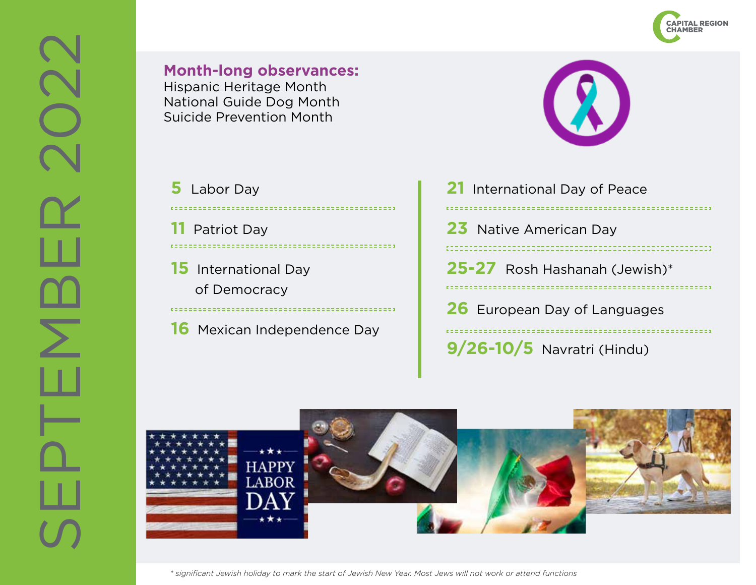# SEPTEMBER 2022

**Month-long observances:**

Hispanic Heritage Month
National Guide Dog Month
Suicide Prevention Month

**5** Labor Day

**11** Patriot Day

**15** International Day of Democracy

**16** Mexican Independence Day

**21** International Day of Peace

**23** Native American Day

**25-27** Rosh Hashanah (Jewish)*

**26** European Day of Languages

**9/26-10/5** Navratri (Hindu)

*\* significant Jewish holiday to mark the start of Jewish New Year. Most Jews will not work or attend functions*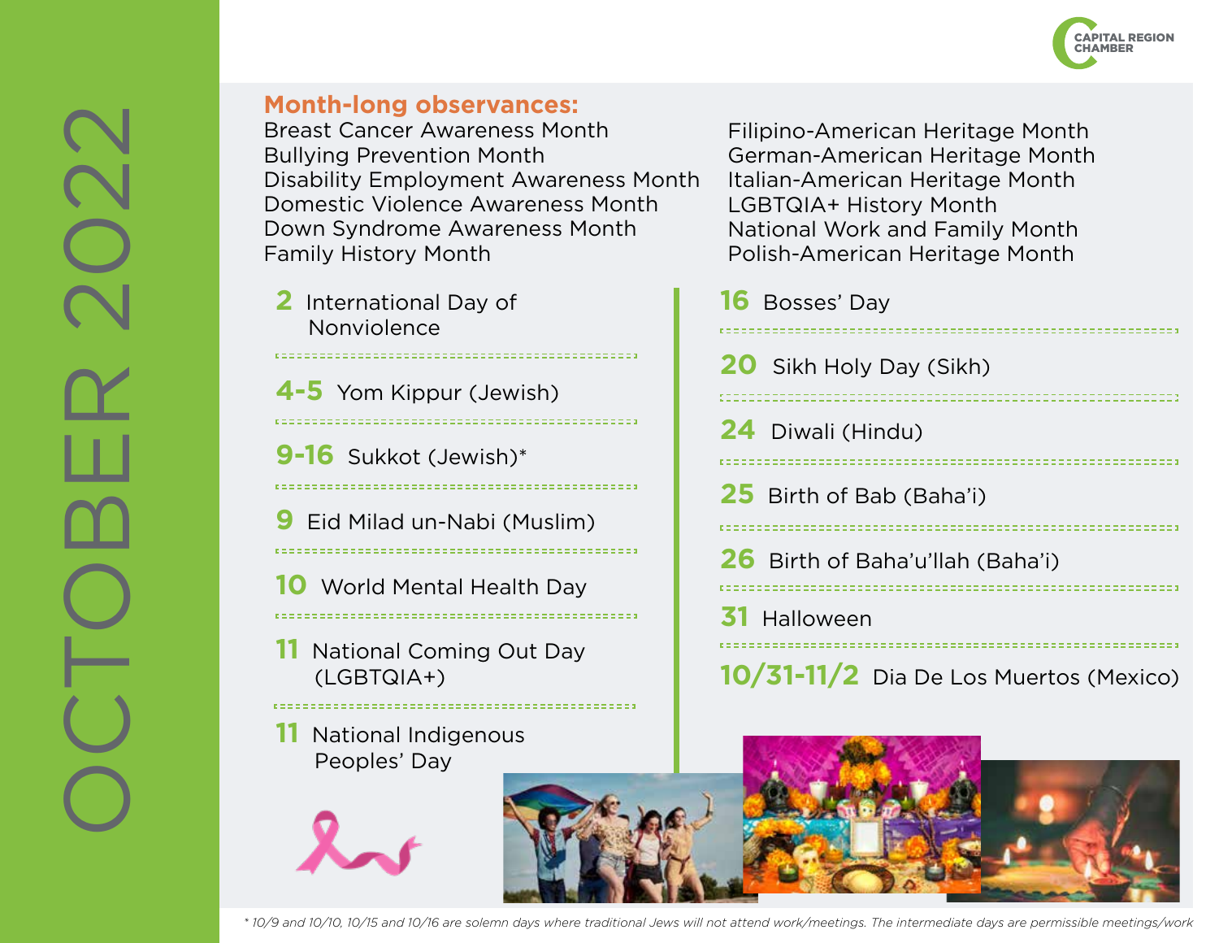# OCTOBER 2022

## Month-long observances:

- Breast Cancer Awareness Month
- Bullying Prevention Month
- Disability Employment Awareness Month
- Domestic Violence Awareness Month
- Down Syndrome Awareness Month
- Family History Month
- Filipino-American Heritage Month
- German-American Heritage Month
- Italian-American Heritage Month
- LGBTQIA+ History Month
- National Work and Family Month
- Polish-American Heritage Month

**2** International Day of Nonviolence

**4-5** Yom Kippur (Jewish)

**9-16** Sukkot (Jewish)*

**9** Eid Milad un-Nabi (Muslim)

**10** World Mental Health Day

**11** National Coming Out Day (LGBTQIA+)

**11** National Indigenous Peoples' Day

**16** Bosses' Day

**20** Sikh Holy Day (Sikh)

**24** Diwali (Hindu)

**25** Birth of Bab (Baha'i)

**26** Birth of Baha'u'llah (Baha'i)

**31** Halloween

**10/31-11/2** Dia De Los Muertos (Mexico)

*\* 10/9 and 10/10, 10/15 and 10/16 are solemn days where traditional Jews will not attend work/meetings. The intermediate days are permissible meetings/work*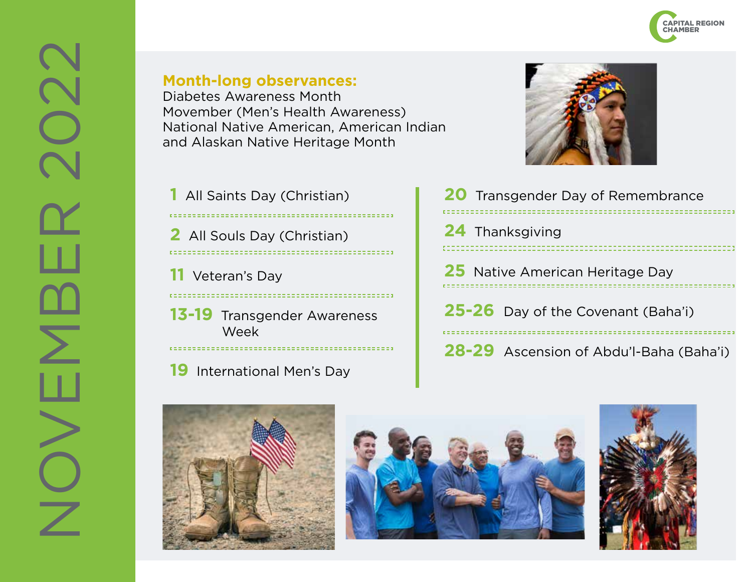# NOVEMBER 2022

**Month-long observances:**

Diabetes Awareness Month
Movember (Men's Health Awareness)
National Native American, American Indian and Alaskan Native Heritage Month

- **1** All Saints Day (Christian)
- **2** All Souls Day (Christian)
- **11** Veteran's Day
- **13-19** Transgender Awareness Week
- **19** International Men's Day
- **20** Transgender Day of Remembrance
- **24** Thanksgiving
- **25** Native American Heritage Day
- **25-26** Day of the Covenant (Baha'i)
- **28-29** Ascension of Abdu'l-Baha (Baha'i)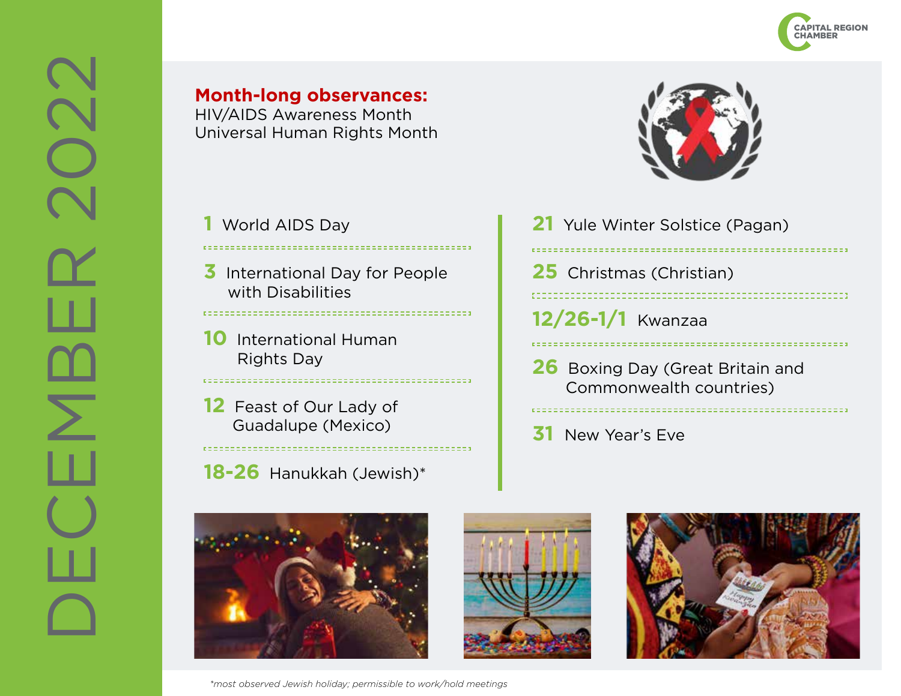# DECEMBER 2022

CAPITAL REGION CHAMBER

**Month-long observances:**
HIV/AIDS Awareness Month
Universal Human Rights Month

**1** World AIDS Day

**3** International Day for People with Disabilities

**10** International Human Rights Day

**12** Feast of Our Lady of Guadalupe (Mexico)

**18-26** Hanukkah (Jewish)*

**21** Yule Winter Solstice (Pagan)

**25** Christmas (Christian)

**12/26-1/1** Kwanzaa

**26** Boxing Day (Great Britain and Commonwealth countries)

**31** New Year's Eve

*\*most observed Jewish holiday; permissible to work/hold meetings*